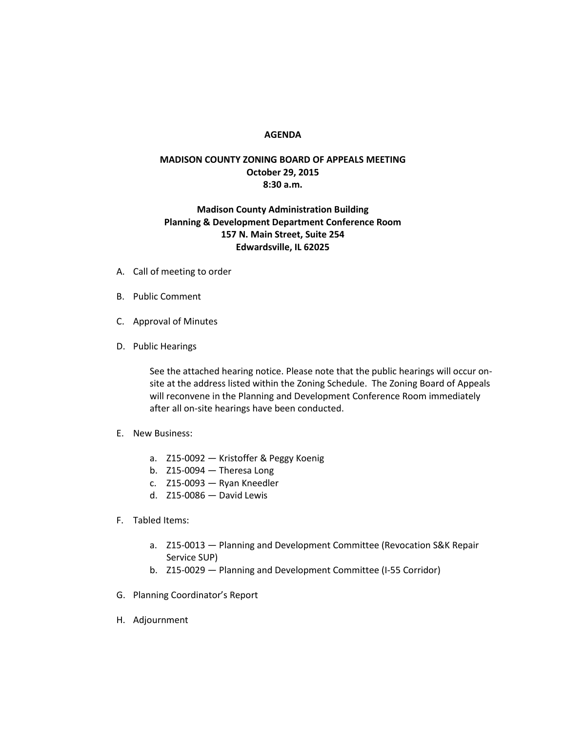# AGENDA

## MADISON COUNTY ZONING BOARD OF APPEALS MEETING
**October 29, 2015**
**8:30 a.m.**

**Madison County Administration Building**
**Planning & Development Department Conference Room**
**157 N. Main Street, Suite 254**
**Edwardsville, IL 62025**

A. Call of meeting to order

B. Public Comment

C. Approval of Minutes

D. Public Hearings

   See the attached hearing notice. Please note that the public hearings will occur on-site at the address listed within the Zoning Schedule. The Zoning Board of Appeals will reconvene in the Planning and Development Conference Room immediately after all on-site hearings have been conducted.

E. New Business:

   a. Z15-0092 — Kristoffer & Peggy Koenig
   b. Z15-0094 — Theresa Long
   c. Z15-0093 — Ryan Kneedler
   d. Z15-0086 — David Lewis

F. Tabled Items:

   a. Z15-0013 — Planning and Development Committee (Revocation S&K Repair Service SUP)
   b. Z15-0029 — Planning and Development Committee (I-55 Corridor)

G. Planning Coordinator's Report

H. Adjournment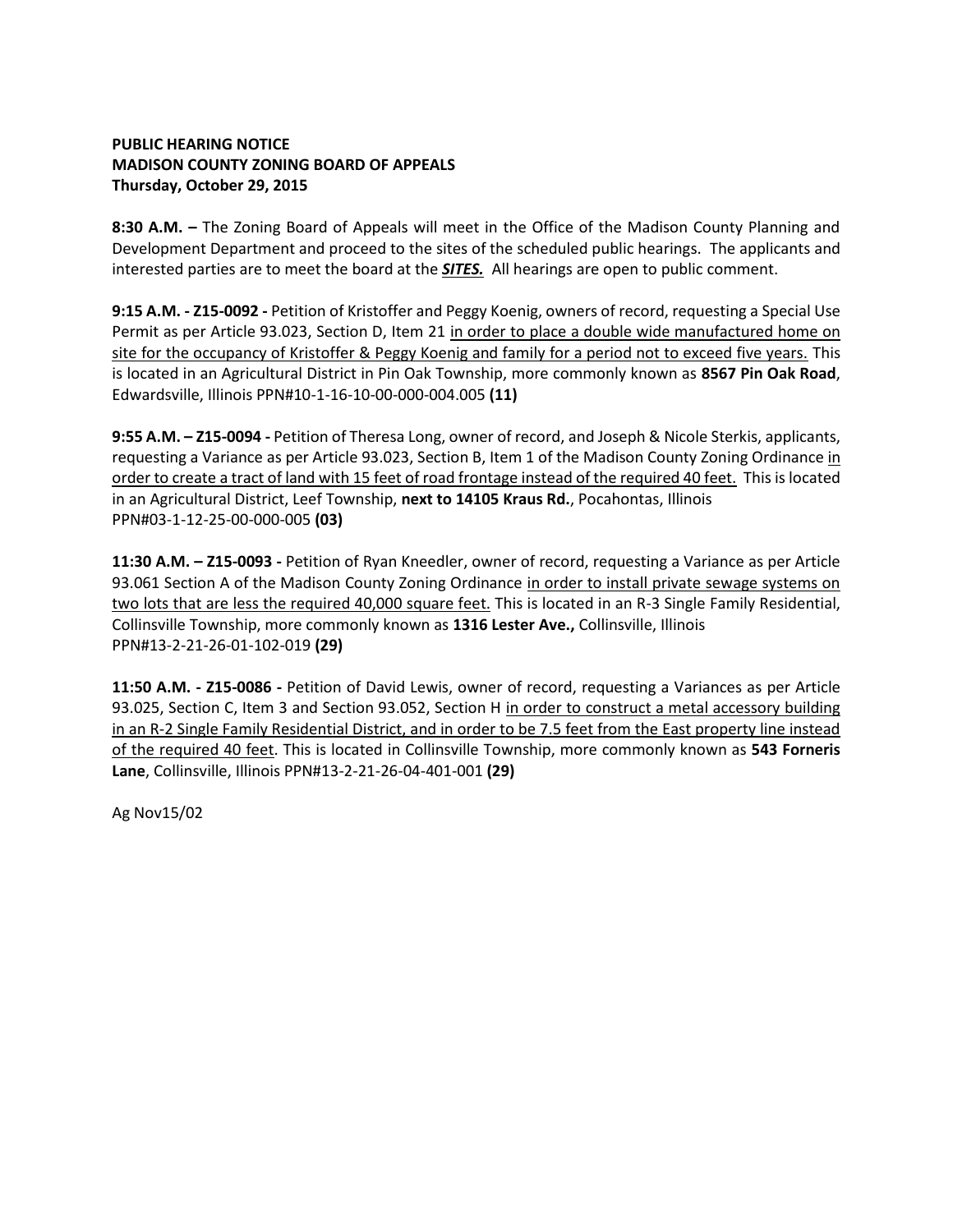**PUBLIC HEARING NOTICE**
**MADISON COUNTY ZONING BOARD OF APPEALS**
**Thursday, October 29, 2015**

**8:30 A.M. –** The Zoning Board of Appeals will meet in the Office of the Madison County Planning and Development Department and proceed to the sites of the scheduled public hearings. The applicants and interested parties are to meet the board at the ***SITES.*** All hearings are open to public comment.

**9:15 A.M. - Z15-0092 -** Petition of Kristoffer and Peggy Koenig, owners of record, requesting a Special Use Permit as per Article 93.023, Section D, Item 21 in order to place a double wide manufactured home on site for the occupancy of Kristoffer & Peggy Koenig and family for a period not to exceed five years. This is located in an Agricultural District in Pin Oak Township, more commonly known as **8567 Pin Oak Road**, Edwardsville, Illinois PPN#10-1-16-10-00-000-004.005 **(11)**

**9:55 A.M. – Z15-0094 -** Petition of Theresa Long, owner of record, and Joseph & Nicole Sterkis, applicants, requesting a Variance as per Article 93.023, Section B, Item 1 of the Madison County Zoning Ordinance in order to create a tract of land with 15 feet of road frontage instead of the required 40 feet. This is located in an Agricultural District, Leef Township, **next to 14105 Kraus Rd.**, Pocahontas, Illinois PPN#03-1-12-25-00-000-005 **(03)**

**11:30 A.M. – Z15-0093 -** Petition of Ryan Kneedler, owner of record, requesting a Variance as per Article 93.061 Section A of the Madison County Zoning Ordinance in order to install private sewage systems on two lots that are less the required 40,000 square feet. This is located in an R-3 Single Family Residential, Collinsville Township, more commonly known as **1316 Lester Ave.,** Collinsville, Illinois PPN#13-2-21-26-01-102-019 **(29)**

**11:50 A.M. - Z15-0086 -** Petition of David Lewis, owner of record, requesting a Variances as per Article 93.025, Section C, Item 3 and Section 93.052, Section H in order to construct a metal accessory building in an R-2 Single Family Residential District, and in order to be 7.5 feet from the East property line instead of the required 40 feet. This is located in Collinsville Township, more commonly known as **543 Forneris Lane**, Collinsville, Illinois PPN#13-2-21-26-04-401-001 **(29)**

Ag Nov15/02